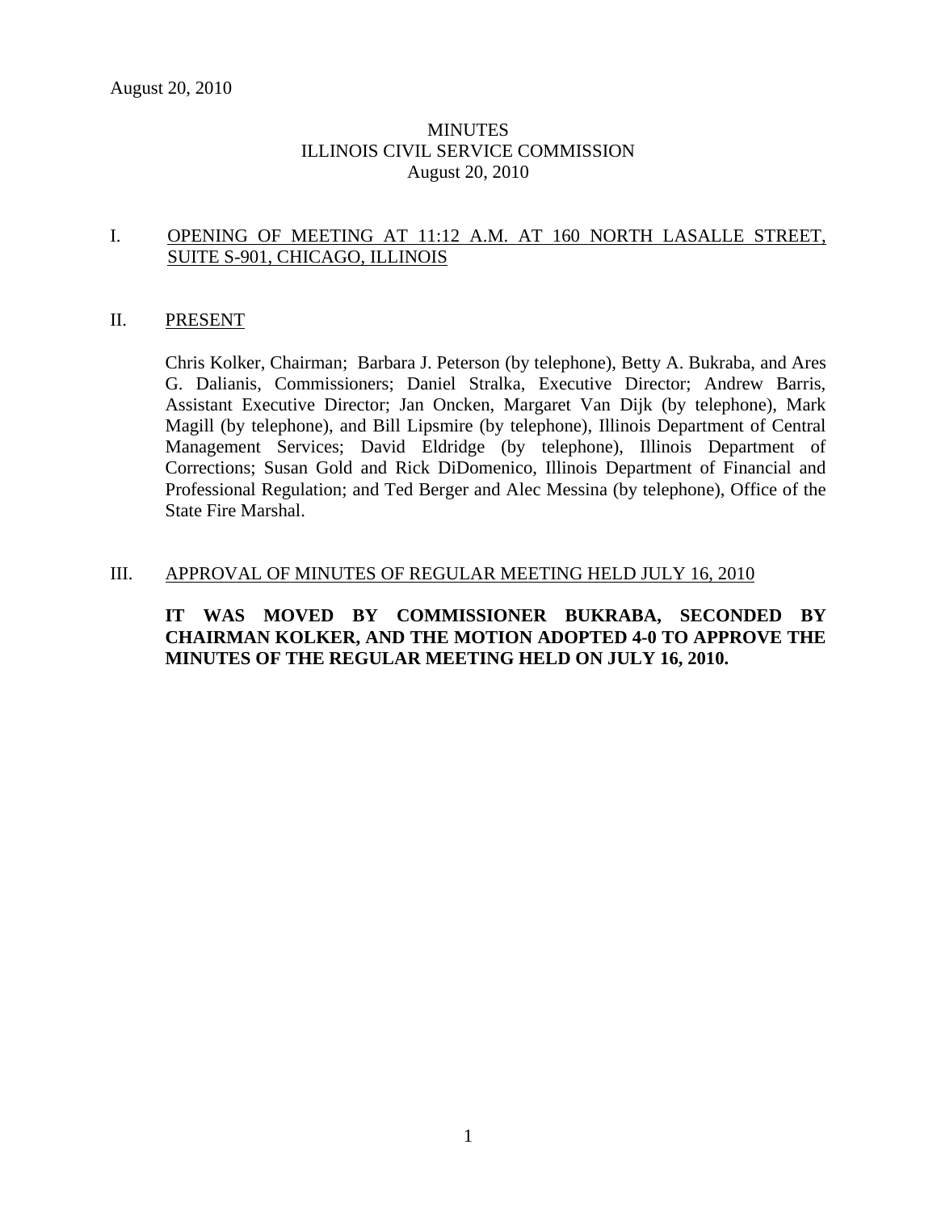August 20, 2010

# MINUTES
## ILLINOIS CIVIL SERVICE COMMISSION
### August 20, 2010

I. OPENING OF MEETING AT 11:12 A.M. AT 160 NORTH LASALLE STREET, SUITE S-901, CHICAGO, ILLINOIS

II. PRESENT

Chris Kolker, Chairman; Barbara J. Peterson (by telephone), Betty A. Bukraba, and Ares G. Dalianis, Commissioners; Daniel Stralka, Executive Director; Andrew Barris, Assistant Executive Director; Jan Oncken, Margaret Van Dijk (by telephone), Mark Magill (by telephone), and Bill Lipsmire (by telephone), Illinois Department of Central Management Services; David Eldridge (by telephone), Illinois Department of Corrections; Susan Gold and Rick DiDomenico, Illinois Department of Financial and Professional Regulation; and Ted Berger and Alec Messina (by telephone), Office of the State Fire Marshal.

III. APPROVAL OF MINUTES OF REGULAR MEETING HELD JULY 16, 2010

**IT WAS MOVED BY COMMISSIONER BUKRABA, SECONDED BY CHAIRMAN KOLKER, AND THE MOTION ADOPTED 4-0 TO APPROVE THE MINUTES OF THE REGULAR MEETING HELD ON JULY 16, 2010.**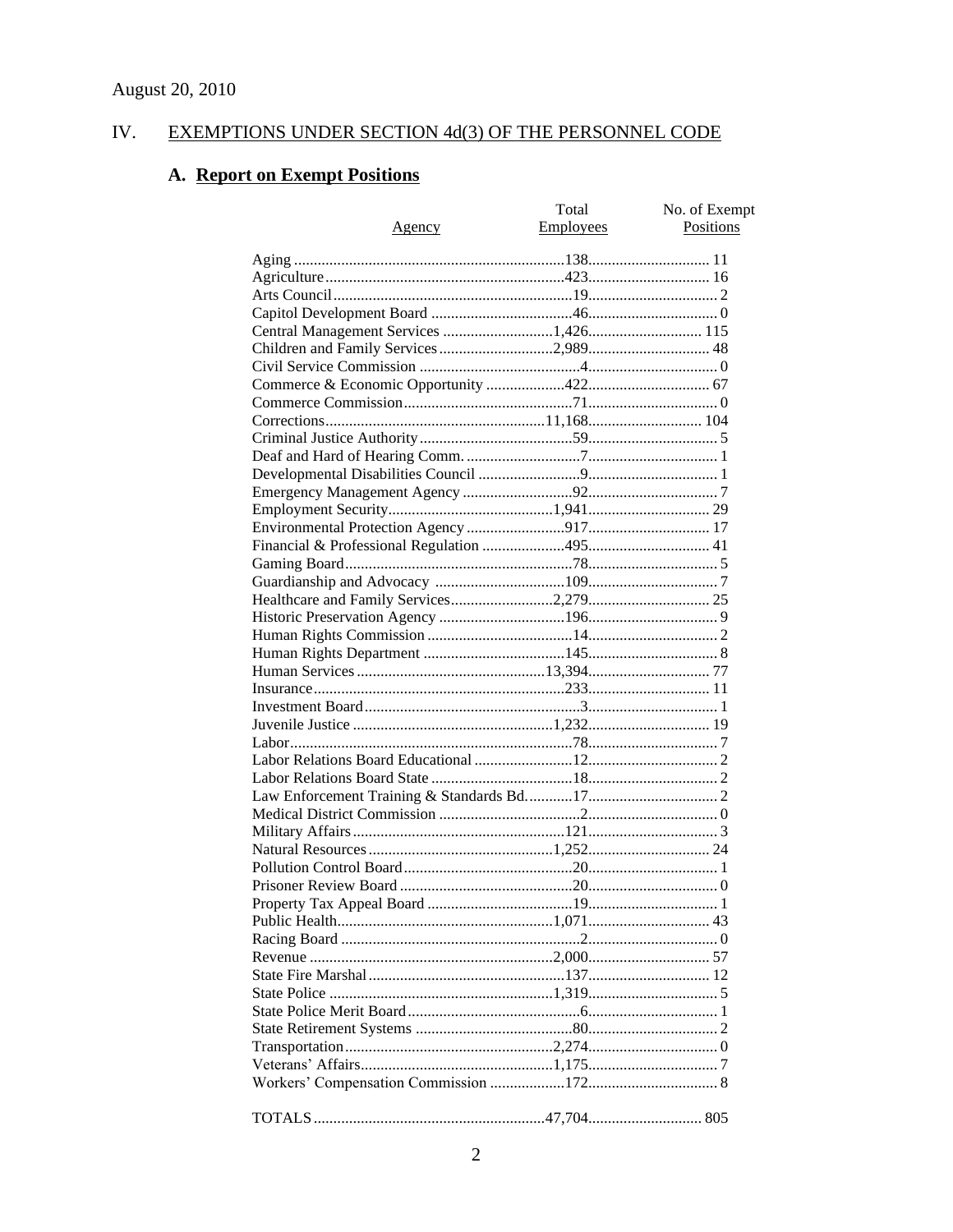August 20, 2010

## IV. EXEMPTIONS UNDER SECTION 4d(3) OF THE PERSONNEL CODE

### A. Report on Exempt Positions

| Agency | Total Employees | No. of Exempt Positions |
|---|---|---|
| Aging | 138 | 11 |
| Agriculture | 423 | 16 |
| Arts Council | 19 | 2 |
| Capitol Development Board | 46 | 0 |
| Central Management Services | 1,426 | 115 |
| Children and Family Services | 2,989 | 48 |
| Civil Service Commission | 4 | 0 |
| Commerce & Economic Opportunity | 422 | 67 |
| Commerce Commission | 71 | 0 |
| Corrections | 11,168 | 104 |
| Criminal Justice Authority | 59 | 5 |
| Deaf and Hard of Hearing Comm. | 7 | 1 |
| Developmental Disabilities Council | 9 | 1 |
| Emergency Management Agency | 92 | 7 |
| Employment Security | 1,941 | 29 |
| Environmental Protection Agency | 917 | 17 |
| Financial & Professional Regulation | 495 | 41 |
| Gaming Board | 78 | 5 |
| Guardianship and Advocacy | 109 | 7 |
| Healthcare and Family Services | 2,279 | 25 |
| Historic Preservation Agency | 196 | 9 |
| Human Rights Commission | 14 | 2 |
| Human Rights Department | 145 | 8 |
| Human Services | 13,394 | 77 |
| Insurance | 233 | 11 |
| Investment Board | 3 | 1 |
| Juvenile Justice | 1,232 | 19 |
| Labor | 78 | 7 |
| Labor Relations Board Educational | 12 | 2 |
| Labor Relations Board State | 18 | 2 |
| Law Enforcement Training & Standards Bd. | 17 | 2 |
| Medical District Commission | 2 | 0 |
| Military Affairs | 121 | 3 |
| Natural Resources | 1,252 | 24 |
| Pollution Control Board | 20 | 1 |
| Prisoner Review Board | 20 | 0 |
| Property Tax Appeal Board | 19 | 1 |
| Public Health | 1,071 | 43 |
| Racing Board | 2 | 0 |
| Revenue | 2,000 | 57 |
| State Fire Marshal | 137 | 12 |
| State Police | 1,319 | 5 |
| State Police Merit Board | 6 | 1 |
| State Retirement Systems | 80 | 2 |
| Transportation | 2,274 | 0 |
| Veterans' Affairs | 1,175 | 7 |
| Workers' Compensation Commission | 172 | 8 |
| TOTALS | 47,704 | 805 |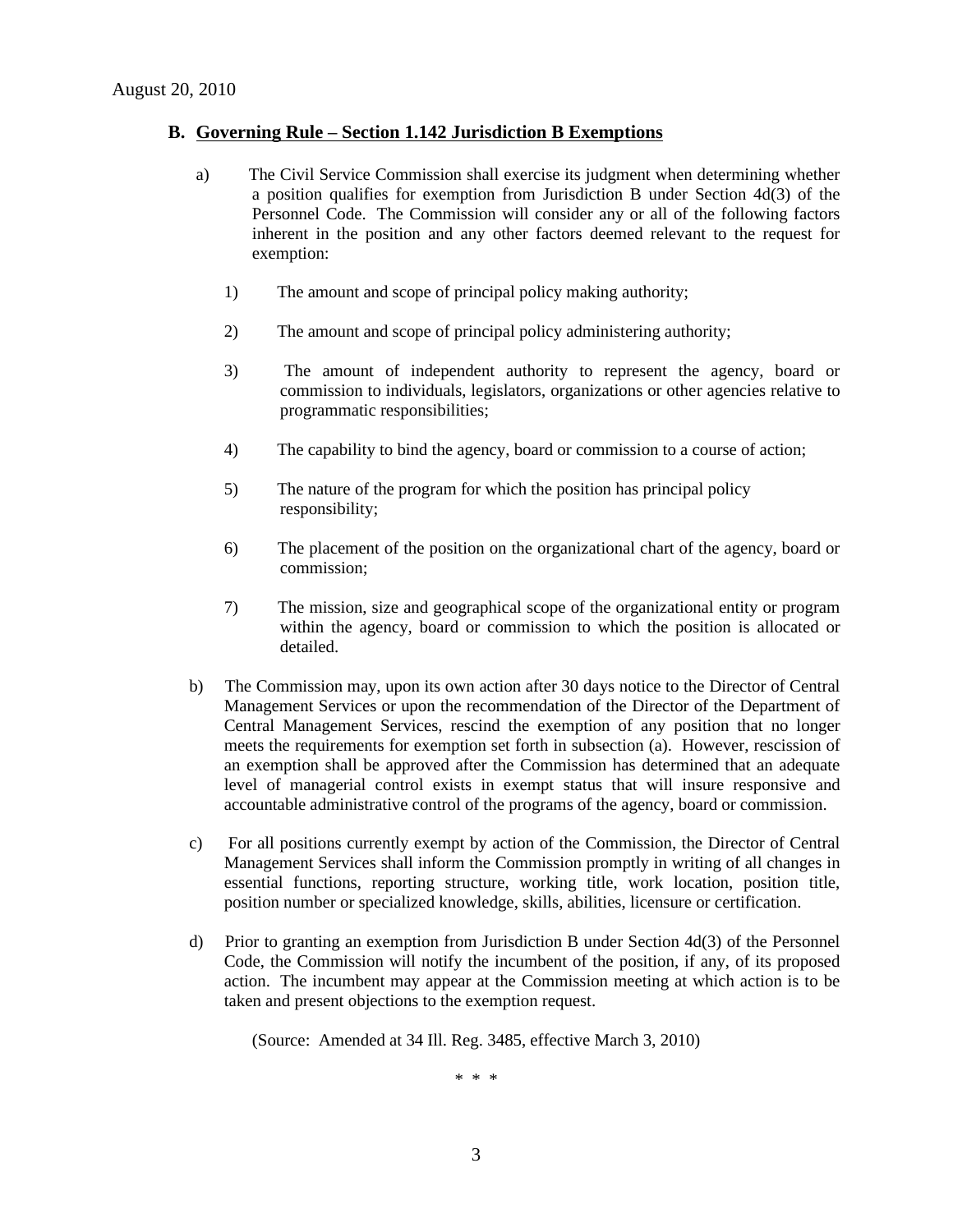August 20, 2010

## B. Governing Rule – Section 1.142 Jurisdiction B Exemptions

a) The Civil Service Commission shall exercise its judgment when determining whether a position qualifies for exemption from Jurisdiction B under Section 4d(3) of the Personnel Code. The Commission will consider any or all of the following factors inherent in the position and any other factors deemed relevant to the request for exemption:

1) The amount and scope of principal policy making authority;

2) The amount and scope of principal policy administering authority;

3) The amount of independent authority to represent the agency, board or commission to individuals, legislators, organizations or other agencies relative to programmatic responsibilities;

4) The capability to bind the agency, board or commission to a course of action;

5) The nature of the program for which the position has principal policy responsibility;

6) The placement of the position on the organizational chart of the agency, board or commission;

7) The mission, size and geographical scope of the organizational entity or program within the agency, board or commission to which the position is allocated or detailed.

b) The Commission may, upon its own action after 30 days notice to the Director of Central Management Services or upon the recommendation of the Director of the Department of Central Management Services, rescind the exemption of any position that no longer meets the requirements for exemption set forth in subsection (a). However, rescission of an exemption shall be approved after the Commission has determined that an adequate level of managerial control exists in exempt status that will insure responsive and accountable administrative control of the programs of the agency, board or commission.

c) For all positions currently exempt by action of the Commission, the Director of Central Management Services shall inform the Commission promptly in writing of all changes in essential functions, reporting structure, working title, work location, position title, position number or specialized knowledge, skills, abilities, licensure or certification.

d) Prior to granting an exemption from Jurisdiction B under Section 4d(3) of the Personnel Code, the Commission will notify the incumbent of the position, if any, of its proposed action. The incumbent may appear at the Commission meeting at which action is to be taken and present objections to the exemption request.

(Source: Amended at 34 Ill. Reg. 3485, effective March 3, 2010)

\* \* \*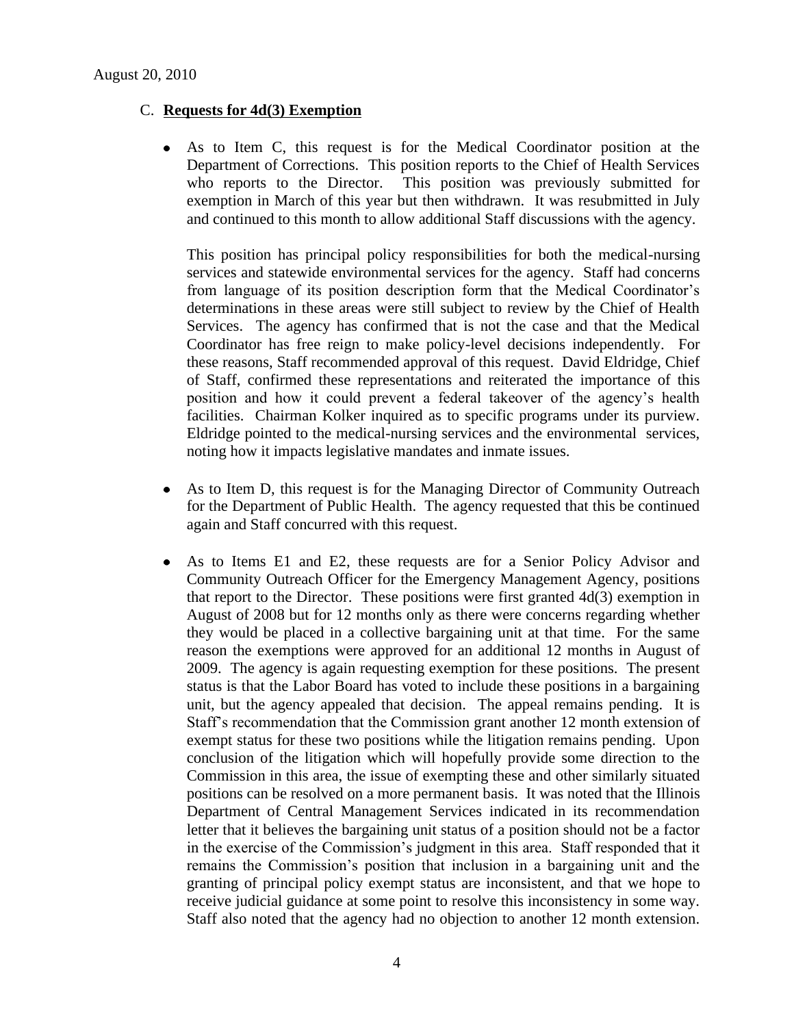## C. **Requests for 4d(3) Exemption**

- As to Item C, this request is for the Medical Coordinator position at the Department of Corrections. This position reports to the Chief of Health Services who reports to the Director. This position was previously submitted for exemption in March of this year but then withdrawn. It was resubmitted in July and continued to this month to allow additional Staff discussions with the agency.

  This position has principal policy responsibilities for both the medical-nursing services and statewide environmental services for the agency. Staff had concerns from language of its position description form that the Medical Coordinator's determinations in these areas were still subject to review by the Chief of Health Services. The agency has confirmed that is not the case and that the Medical Coordinator has free reign to make policy-level decisions independently. For these reasons, Staff recommended approval of this request. David Eldridge, Chief of Staff, confirmed these representations and reiterated the importance of this position and how it could prevent a federal takeover of the agency's health facilities. Chairman Kolker inquired as to specific programs under its purview. Eldridge pointed to the medical-nursing services and the environmental services, noting how it impacts legislative mandates and inmate issues.

- As to Item D, this request is for the Managing Director of Community Outreach for the Department of Public Health. The agency requested that this be continued again and Staff concurred with this request.

- As to Items E1 and E2, these requests are for a Senior Policy Advisor and Community Outreach Officer for the Emergency Management Agency, positions that report to the Director. These positions were first granted 4d(3) exemption in August of 2008 but for 12 months only as there were concerns regarding whether they would be placed in a collective bargaining unit at that time. For the same reason the exemptions were approved for an additional 12 months in August of 2009. The agency is again requesting exemption for these positions. The present status is that the Labor Board has voted to include these positions in a bargaining unit, but the agency appealed that decision. The appeal remains pending. It is Staff's recommendation that the Commission grant another 12 month extension of exempt status for these two positions while the litigation remains pending. Upon conclusion of the litigation which will hopefully provide some direction to the Commission in this area, the issue of exempting these and other similarly situated positions can be resolved on a more permanent basis. It was noted that the Illinois Department of Central Management Services indicated in its recommendation letter that it believes the bargaining unit status of a position should not be a factor in the exercise of the Commission's judgment in this area. Staff responded that it remains the Commission's position that inclusion in a bargaining unit and the granting of principal policy exempt status are inconsistent, and that we hope to receive judicial guidance at some point to resolve this inconsistency in some way. Staff also noted that the agency had no objection to another 12 month extension.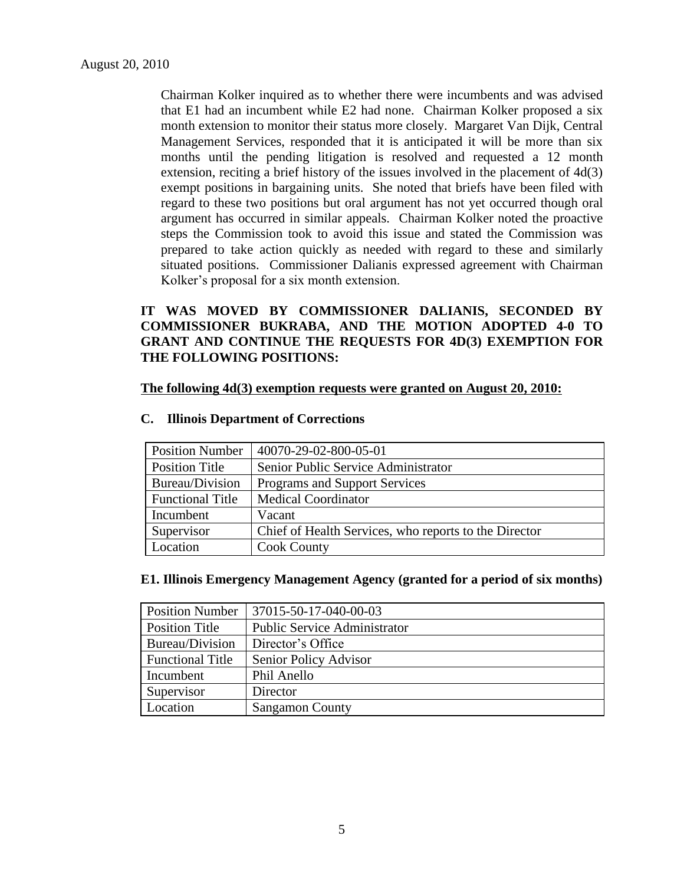Chairman Kolker inquired as to whether there were incumbents and was advised that E1 had an incumbent while E2 had none. Chairman Kolker proposed a six month extension to monitor their status more closely. Margaret Van Dijk, Central Management Services, responded that it is anticipated it will be more than six months until the pending litigation is resolved and requested a 12 month extension, reciting a brief history of the issues involved in the placement of 4d(3) exempt positions in bargaining units. She noted that briefs have been filed with regard to these two positions but oral argument has not yet occurred though oral argument has occurred in similar appeals. Chairman Kolker noted the proactive steps the Commission took to avoid this issue and stated the Commission was prepared to take action quickly as needed with regard to these and similarly situated positions. Commissioner Dalianis expressed agreement with Chairman Kolker's proposal for a six month extension.

**IT WAS MOVED BY COMMISSIONER DALIANIS, SECONDED BY COMMISSIONER BUKRABA, AND THE MOTION ADOPTED 4-0 TO GRANT AND CONTINUE THE REQUESTS FOR 4D(3) EXEMPTION FOR THE FOLLOWING POSITIONS:**

**The following 4d(3) exemption requests were granted on August 20, 2010:**

**C. Illinois Department of Corrections**

| Position Number | 40070-29-02-800-05-01 |
|---|---|
| Position Title | Senior Public Service Administrator |
| Bureau/Division | Programs and Support Services |
| Functional Title | Medical Coordinator |
| Incumbent | Vacant |
| Supervisor | Chief of Health Services, who reports to the Director |
| Location | Cook County |

**E1. Illinois Emergency Management Agency (granted for a period of six months)**

| Position Number | 37015-50-17-040-00-03 |
|---|---|
| Position Title | Public Service Administrator |
| Bureau/Division | Director's Office |
| Functional Title | Senior Policy Advisor |
| Incumbent | Phil Anello |
| Supervisor | Director |
| Location | Sangamon County |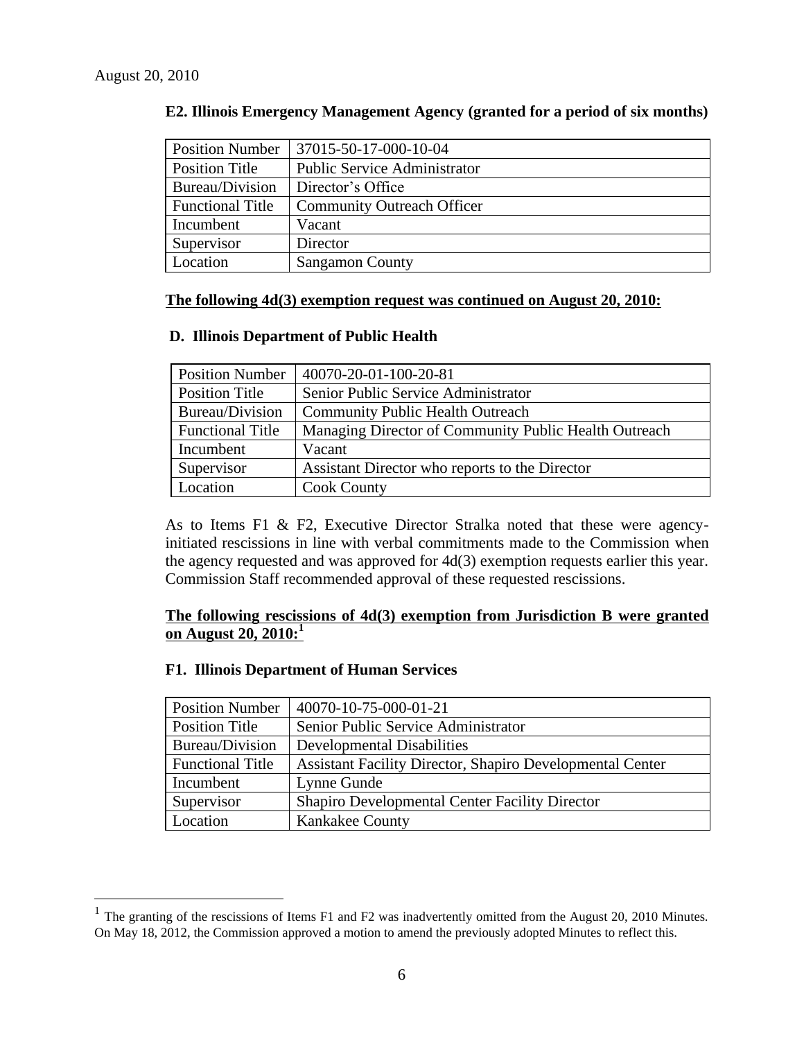August 20, 2010

**E2. Illinois Emergency Management Agency (granted for a period of six months)**

| Position Number | 37015-50-17-000-10-04 |
|---|---|
| Position Title | Public Service Administrator |
| Bureau/Division | Director's Office |
| Functional Title | Community Outreach Officer |
| Incumbent | Vacant |
| Supervisor | Director |
| Location | Sangamon County |

**<u>The following 4d(3) exemption request was continued on August 20, 2010:</u>**

**D. Illinois Department of Public Health**

| Position Number | 40070-20-01-100-20-81 |
|---|---|
| Position Title | Senior Public Service Administrator |
| Bureau/Division | Community Public Health Outreach |
| Functional Title | Managing Director of Community Public Health Outreach |
| Incumbent | Vacant |
| Supervisor | Assistant Director who reports to the Director |
| Location | Cook County |

As to Items F1 & F2, Executive Director Stralka noted that these were agency-initiated rescissions in line with verbal commitments made to the Commission when the agency requested and was approved for 4d(3) exemption requests earlier this year. Commission Staff recommended approval of these requested rescissions.

**<u>The following rescissions of 4d(3) exemption from Jurisdiction B were granted on August 20, 2010:</u>**[1]

**F1. Illinois Department of Human Services**

| Position Number | 40070-10-75-000-01-21 |
|---|---|
| Position Title | Senior Public Service Administrator |
| Bureau/Division | Developmental Disabilities |
| Functional Title | Assistant Facility Director, Shapiro Developmental Center |
| Incumbent | Lynne Gunde |
| Supervisor | Shapiro Developmental Center Facility Director |
| Location | Kankakee County |

[1] The granting of the rescissions of Items F1 and F2 was inadvertently omitted from the August 20, 2010 Minutes. On May 18, 2012, the Commission approved a motion to amend the previously adopted Minutes to reflect this.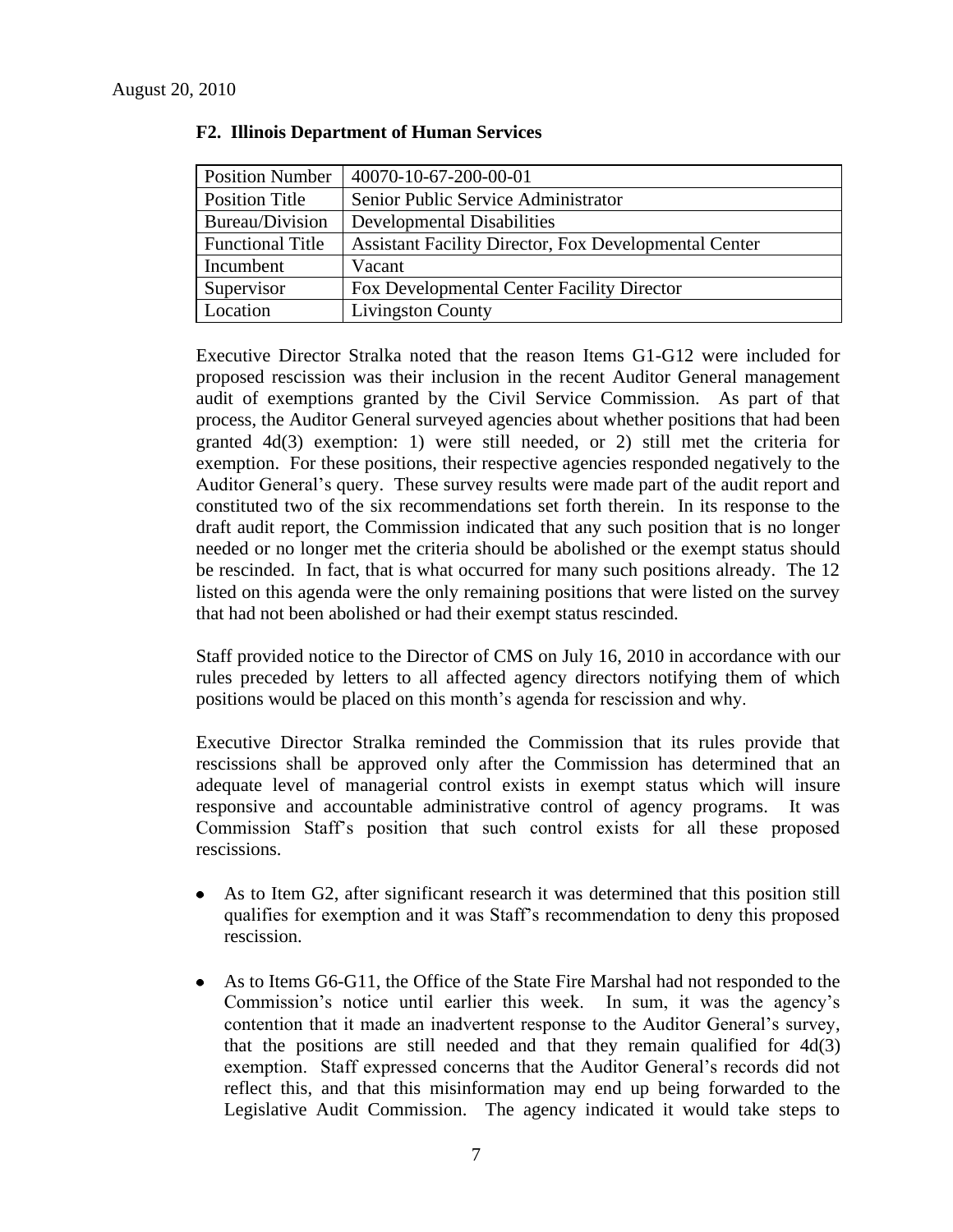August 20, 2010

**F2. Illinois Department of Human Services**

| Position Number | 40070-10-67-200-00-01 |
|---|---|
| Position Title | Senior Public Service Administrator |
| Bureau/Division | Developmental Disabilities |
| Functional Title | Assistant Facility Director, Fox Developmental Center |
| Incumbent | Vacant |
| Supervisor | Fox Developmental Center Facility Director |
| Location | Livingston County |

Executive Director Stralka noted that the reason Items G1-G12 were included for proposed rescission was their inclusion in the recent Auditor General management audit of exemptions granted by the Civil Service Commission. As part of that process, the Auditor General surveyed agencies about whether positions that had been granted 4d(3) exemption: 1) were still needed, or 2) still met the criteria for exemption. For these positions, their respective agencies responded negatively to the Auditor General's query. These survey results were made part of the audit report and constituted two of the six recommendations set forth therein. In its response to the draft audit report, the Commission indicated that any such position that is no longer needed or no longer met the criteria should be abolished or the exempt status should be rescinded. In fact, that is what occurred for many such positions already. The 12 listed on this agenda were the only remaining positions that were listed on the survey that had not been abolished or had their exempt status rescinded.

Staff provided notice to the Director of CMS on July 16, 2010 in accordance with our rules preceded by letters to all affected agency directors notifying them of which positions would be placed on this month's agenda for rescission and why.

Executive Director Stralka reminded the Commission that its rules provide that rescissions shall be approved only after the Commission has determined that an adequate level of managerial control exists in exempt status which will insure responsive and accountable administrative control of agency programs. It was Commission Staff's position that such control exists for all these proposed rescissions.

- As to Item G2, after significant research it was determined that this position still qualifies for exemption and it was Staff's recommendation to deny this proposed rescission.
- As to Items G6-G11, the Office of the State Fire Marshal had not responded to the Commission's notice until earlier this week. In sum, it was the agency's contention that it made an inadvertent response to the Auditor General's survey, that the positions are still needed and that they remain qualified for 4d(3) exemption. Staff expressed concerns that the Auditor General's records did not reflect this, and that this misinformation may end up being forwarded to the Legislative Audit Commission. The agency indicated it would take steps to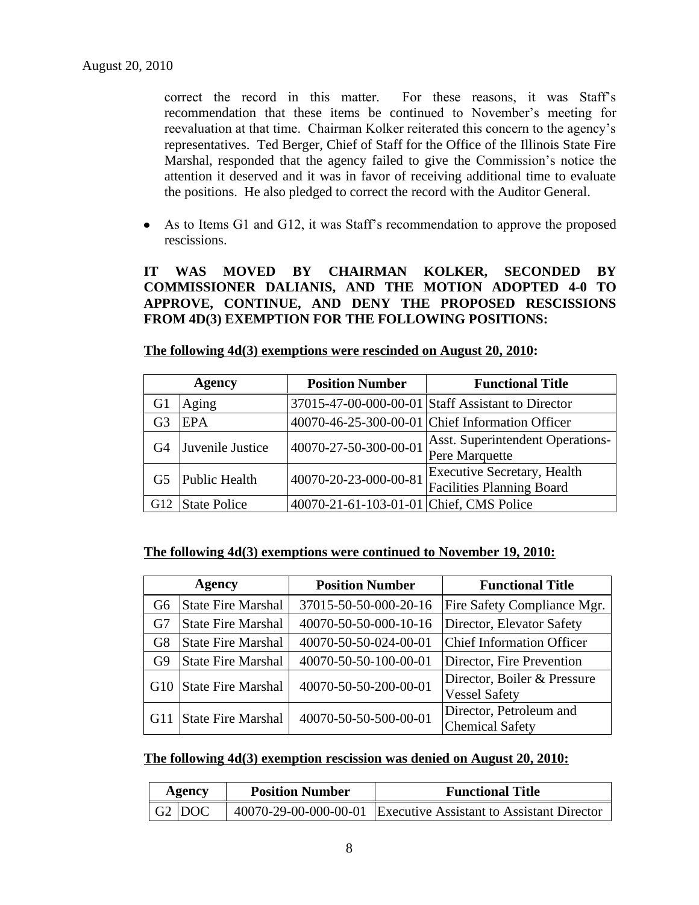correct the record in this matter. For these reasons, it was Staff's recommendation that these items be continued to November's meeting for reevaluation at that time. Chairman Kolker reiterated this concern to the agency's representatives. Ted Berger, Chief of Staff for the Office of the Illinois State Fire Marshal, responded that the agency failed to give the Commission's notice the attention it deserved and it was in favor of receiving additional time to evaluate the positions. He also pledged to correct the record with the Auditor General.

- As to Items G1 and G12, it was Staff's recommendation to approve the proposed rescissions.

**IT WAS MOVED BY CHAIRMAN KOLKER, SECONDED BY COMMISSIONER DALIANIS, AND THE MOTION ADOPTED 4-0 TO APPROVE, CONTINUE, AND DENY THE PROPOSED RESCISSIONS FROM 4D(3) EXEMPTION FOR THE FOLLOWING POSITIONS:**

**The following 4d(3) exemptions were rescinded on August 20, 2010:**

| Agency | | Position Number | Functional Title |
|---|---|---|---|
| G1 | Aging | 37015-47-00-000-00-01 | Staff Assistant to Director |
| G3 | EPA | 40070-46-25-300-00-01 | Chief Information Officer |
| G4 | Juvenile Justice | 40070-27-50-300-00-01 | Asst. Superintendent Operations-Pere Marquette |
| G5 | Public Health | 40070-20-23-000-00-81 | Executive Secretary, Health Facilities Planning Board |
| G12 | State Police | 40070-21-61-103-01-01 | Chief, CMS Police |

**The following 4d(3) exemptions were continued to November 19, 2010:**

| Agency | | Position Number | Functional Title |
|---|---|---|---|
| G6 | State Fire Marshal | 37015-50-50-000-20-16 | Fire Safety Compliance Mgr. |
| G7 | State Fire Marshal | 40070-50-50-000-10-16 | Director, Elevator Safety |
| G8 | State Fire Marshal | 40070-50-50-024-00-01 | Chief Information Officer |
| G9 | State Fire Marshal | 40070-50-50-100-00-01 | Director, Fire Prevention |
| G10 | State Fire Marshal | 40070-50-50-200-00-01 | Director, Boiler & Pressure Vessel Safety |
| G11 | State Fire Marshal | 40070-50-50-500-00-01 | Director, Petroleum and Chemical Safety |

**The following 4d(3) exemption rescission was denied on August 20, 2010:**

| Agency | | Position Number | Functional Title |
|---|---|---|---|
| G2 | DOC | 40070-29-00-000-00-01 | Executive Assistant to Assistant Director |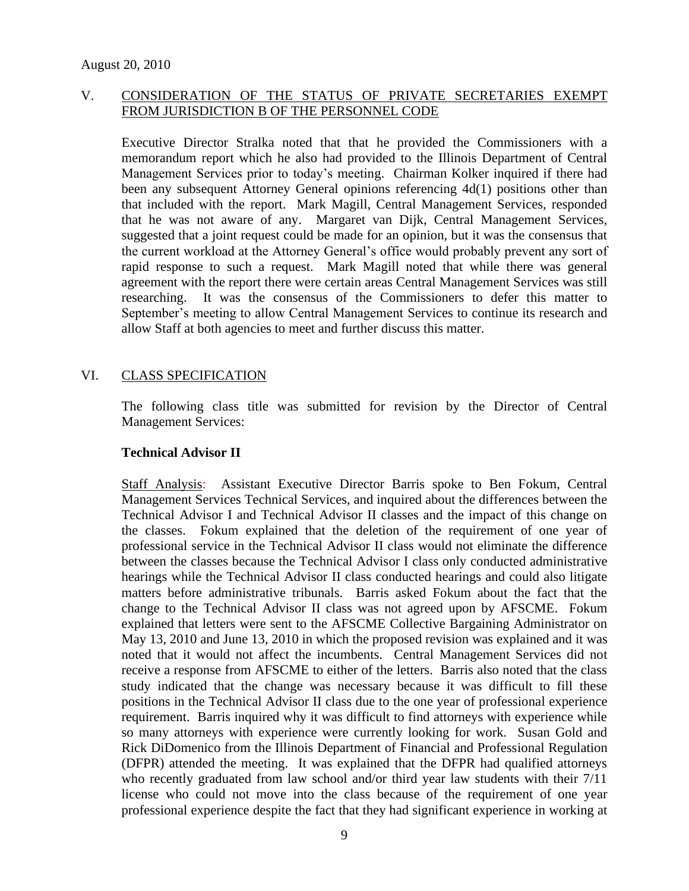August 20, 2010

## V. CONSIDERATION OF THE STATUS OF PRIVATE SECRETARIES EXEMPT FROM JURISDICTION B OF THE PERSONNEL CODE

Executive Director Stralka noted that that he provided the Commissioners with a memorandum report which he also had provided to the Illinois Department of Central Management Services prior to today's meeting. Chairman Kolker inquired if there had been any subsequent Attorney General opinions referencing 4d(1) positions other than that included with the report. Mark Magill, Central Management Services, responded that he was not aware of any. Margaret van Dijk, Central Management Services, suggested that a joint request could be made for an opinion, but it was the consensus that the current workload at the Attorney General's office would probably prevent any sort of rapid response to such a request. Mark Magill noted that while there was general agreement with the report there were certain areas Central Management Services was still researching. It was the consensus of the Commissioners to defer this matter to September's meeting to allow Central Management Services to continue its research and allow Staff at both agencies to meet and further discuss this matter.

## VI. CLASS SPECIFICATION

The following class title was submitted for revision by the Director of Central Management Services:

**Technical Advisor II**

Staff Analysis: Assistant Executive Director Barris spoke to Ben Fokum, Central Management Services Technical Services, and inquired about the differences between the Technical Advisor I and Technical Advisor II classes and the impact of this change on the classes. Fokum explained that the deletion of the requirement of one year of professional service in the Technical Advisor II class would not eliminate the difference between the classes because the Technical Advisor I class only conducted administrative hearings while the Technical Advisor II class conducted hearings and could also litigate matters before administrative tribunals. Barris asked Fokum about the fact that the change to the Technical Advisor II class was not agreed upon by AFSCME. Fokum explained that letters were sent to the AFSCME Collective Bargaining Administrator on May 13, 2010 and June 13, 2010 in which the proposed revision was explained and it was noted that it would not affect the incumbents. Central Management Services did not receive a response from AFSCME to either of the letters. Barris also noted that the class study indicated that the change was necessary because it was difficult to fill these positions in the Technical Advisor II class due to the one year of professional experience requirement. Barris inquired why it was difficult to find attorneys with experience while so many attorneys with experience were currently looking for work. Susan Gold and Rick DiDomenico from the Illinois Department of Financial and Professional Regulation (DFPR) attended the meeting. It was explained that the DFPR had qualified attorneys who recently graduated from law school and/or third year law students with their 7/11 license who could not move into the class because of the requirement of one year professional experience despite the fact that they had significant experience in working at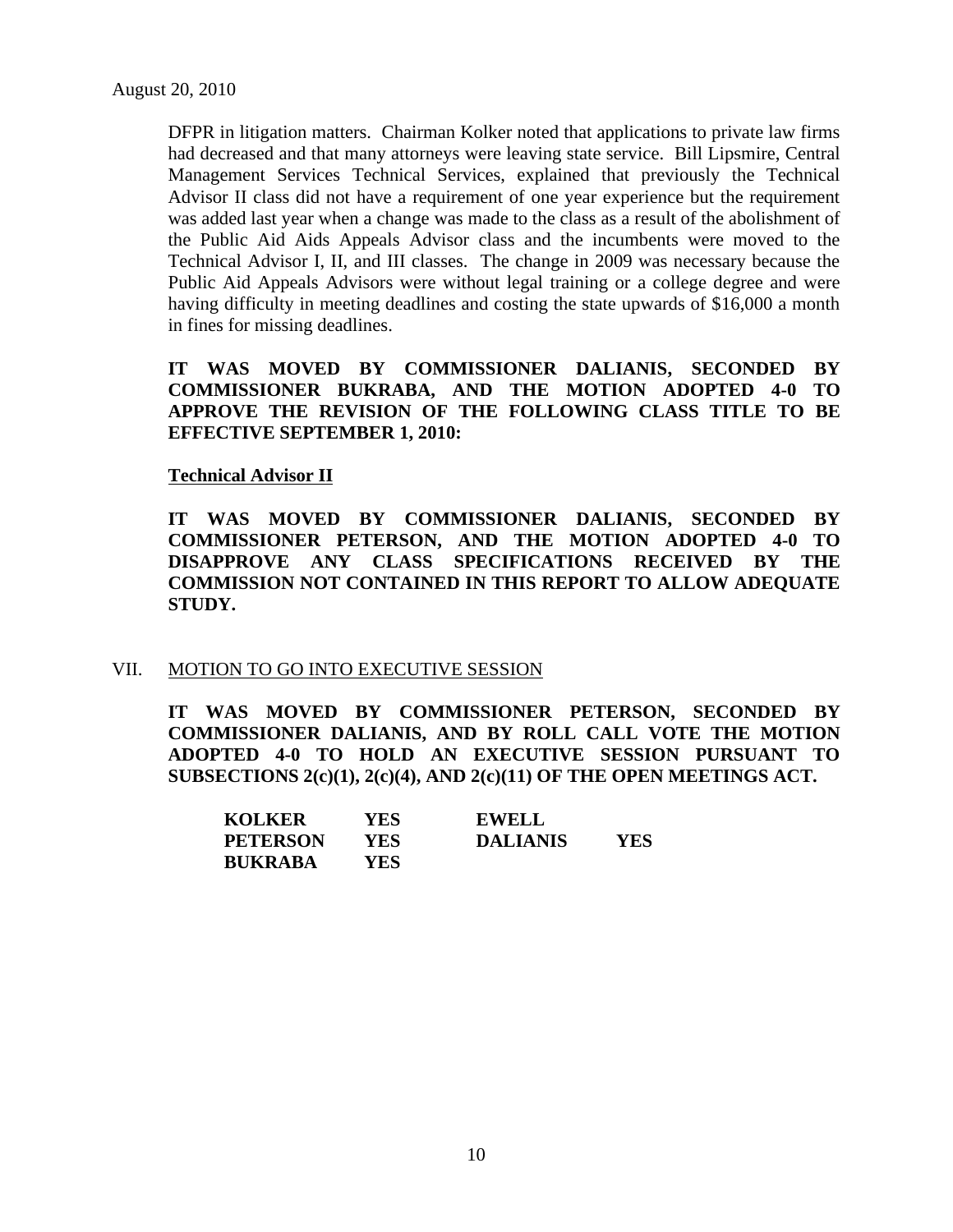DFPR in litigation matters. Chairman Kolker noted that applications to private law firms had decreased and that many attorneys were leaving state service. Bill Lipsmire, Central Management Services Technical Services, explained that previously the Technical Advisor II class did not have a requirement of one year experience but the requirement was added last year when a change was made to the class as a result of the abolishment of the Public Aid Aids Appeals Advisor class and the incumbents were moved to the Technical Advisor I, II, and III classes. The change in 2009 was necessary because the Public Aid Appeals Advisors were without legal training or a college degree and were having difficulty in meeting deadlines and costing the state upwards of $16,000 a month in fines for missing deadlines.

**IT WAS MOVED BY COMMISSIONER DALIANIS, SECONDED BY COMMISSIONER BUKRABA, AND THE MOTION ADOPTED 4-0 TO APPROVE THE REVISION OF THE FOLLOWING CLASS TITLE TO BE EFFECTIVE SEPTEMBER 1, 2010:**

**Technical Advisor II**

**IT WAS MOVED BY COMMISSIONER DALIANIS, SECONDED BY COMMISSIONER PETERSON, AND THE MOTION ADOPTED 4-0 TO DISAPPROVE ANY CLASS SPECIFICATIONS RECEIVED BY THE COMMISSION NOT CONTAINED IN THIS REPORT TO ALLOW ADEQUATE STUDY.**

## VII. MOTION TO GO INTO EXECUTIVE SESSION

**IT WAS MOVED BY COMMISSIONER PETERSON, SECONDED BY COMMISSIONER DALIANIS, AND BY ROLL CALL VOTE THE MOTION ADOPTED 4-0 TO HOLD AN EXECUTIVE SESSION PURSUANT TO SUBSECTIONS 2(c)(1), 2(c)(4), AND 2(c)(11) OF THE OPEN MEETINGS ACT.**

| | | | |
|---|---|---|---|
| **KOLKER** | **YES** | **EWELL** | |
| **PETERSON** | **YES** | **DALIANIS** | **YES** |
| **BUKRABA** | **YES** | | |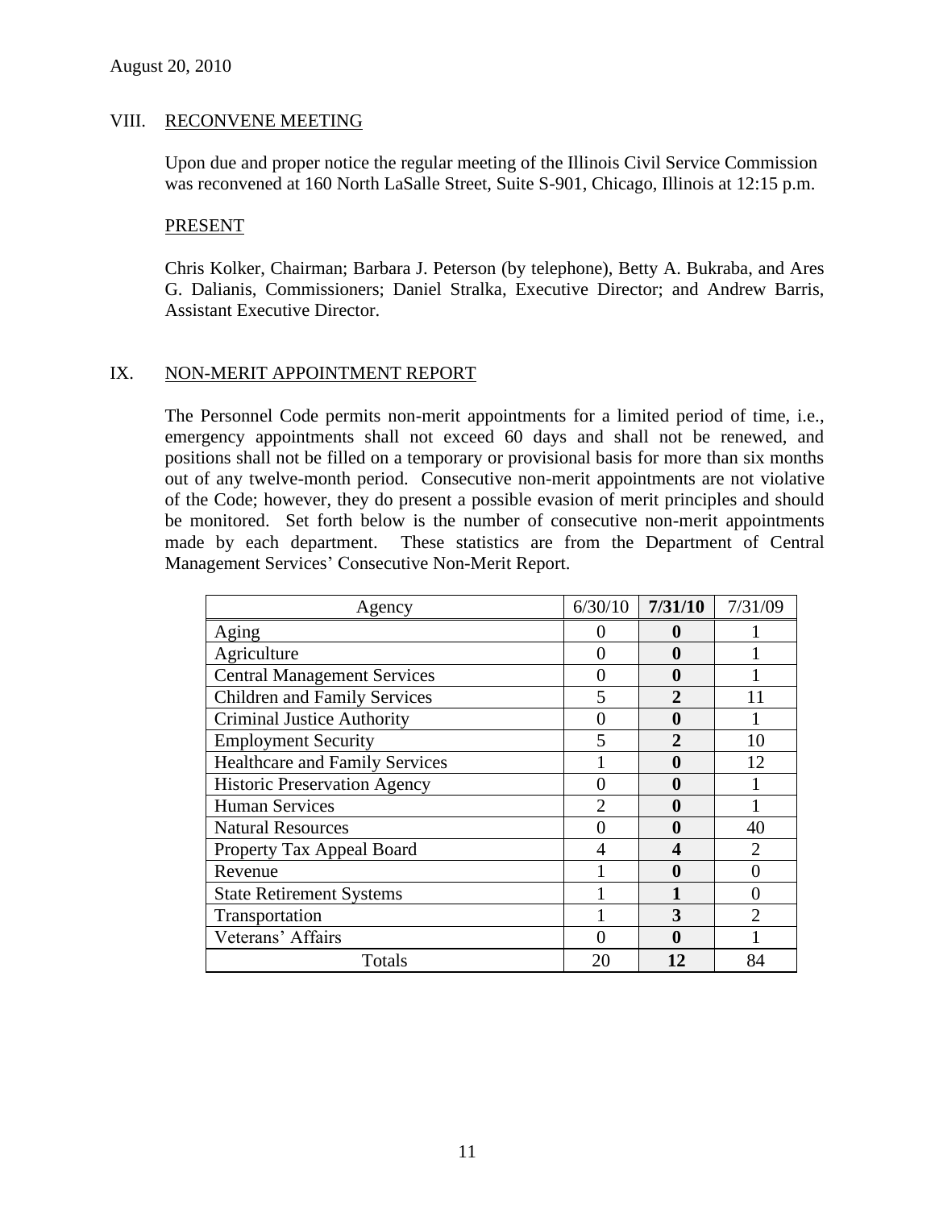August 20, 2010

## VIII. RECONVENE MEETING

Upon due and proper notice the regular meeting of the Illinois Civil Service Commission was reconvened at 160 North LaSalle Street, Suite S-901, Chicago, Illinois at 12:15 p.m.

### PRESENT

Chris Kolker, Chairman; Barbara J. Peterson (by telephone), Betty A. Bukraba, and Ares G. Dalianis, Commissioners; Daniel Stralka, Executive Director; and Andrew Barris, Assistant Executive Director.

## IX. NON-MERIT APPOINTMENT REPORT

The Personnel Code permits non-merit appointments for a limited period of time, i.e., emergency appointments shall not exceed 60 days and shall not be renewed, and positions shall not be filled on a temporary or provisional basis for more than six months out of any twelve-month period. Consecutive non-merit appointments are not violative of the Code; however, they do present a possible evasion of merit principles and should be monitored. Set forth below is the number of consecutive non-merit appointments made by each department. These statistics are from the Department of Central Management Services' Consecutive Non-Merit Report.

| Agency | 6/30/10 | **7/31/10** | 7/31/09 |
|---|---|---|---|
| Aging | 0 | **0** | 1 |
| Agriculture | 0 | **0** | 1 |
| Central Management Services | 0 | **0** | 1 |
| Children and Family Services | 5 | **2** | 11 |
| Criminal Justice Authority | 0 | **0** | 1 |
| Employment Security | 5 | **2** | 10 |
| Healthcare and Family Services | 1 | **0** | 12 |
| Historic Preservation Agency | 0 | **0** | 1 |
| Human Services | 2 | **0** | 1 |
| Natural Resources | 0 | **0** | 40 |
| Property Tax Appeal Board | 4 | **4** | 2 |
| Revenue | 1 | **0** | 0 |
| State Retirement Systems | 1 | **1** | 0 |
| Transportation | 1 | **3** | 2 |
| Veterans' Affairs | 0 | **0** | 1 |
| Totals | 20 | **12** | 84 |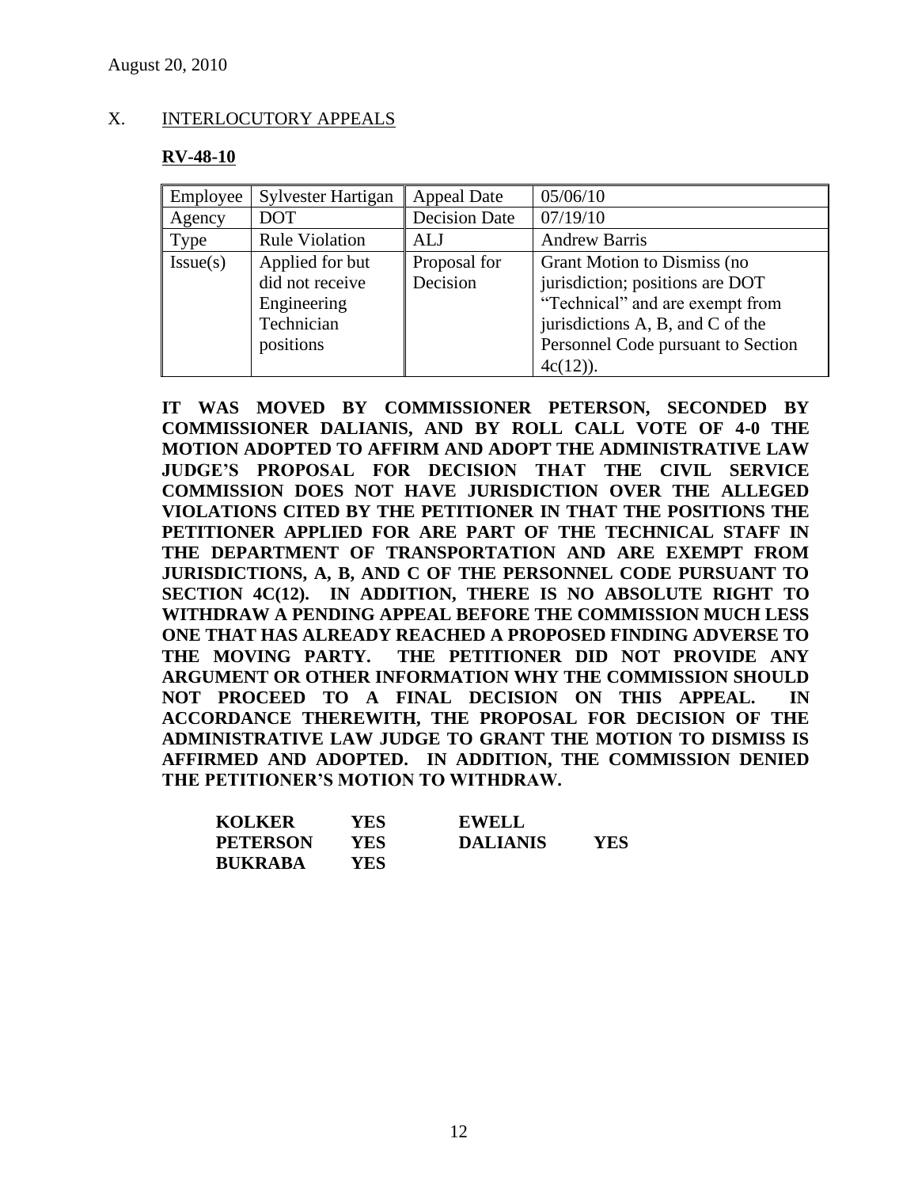August 20, 2010

## X. INTERLOCUTORY APPEALS

**RV-48-10**

| Employee | Sylvester Hartigan | Appeal Date | 05/06/10 |
|---|---|---|---|
| Agency | DOT | Decision Date | 07/19/10 |
| Type | Rule Violation | ALJ | Andrew Barris |
| Issue(s) | Applied for but did not receive Engineering Technician positions | Proposal for Decision | Grant Motion to Dismiss (no jurisdiction; positions are DOT "Technical" and are exempt from jurisdictions A, B, and C of the Personnel Code pursuant to Section 4c(12)). |

**IT WAS MOVED BY COMMISSIONER PETERSON, SECONDED BY COMMISSIONER DALIANIS, AND BY ROLL CALL VOTE OF 4-0 THE MOTION ADOPTED TO AFFIRM AND ADOPT THE ADMINISTRATIVE LAW JUDGE'S PROPOSAL FOR DECISION THAT THE CIVIL SERVICE COMMISSION DOES NOT HAVE JURISDICTION OVER THE ALLEGED VIOLATIONS CITED BY THE PETITIONER IN THAT THE POSITIONS THE PETITIONER APPLIED FOR ARE PART OF THE TECHNICAL STAFF IN THE DEPARTMENT OF TRANSPORTATION AND ARE EXEMPT FROM JURISDICTIONS, A, B, AND C OF THE PERSONNEL CODE PURSUANT TO SECTION 4C(12). IN ADDITION, THERE IS NO ABSOLUTE RIGHT TO WITHDRAW A PENDING APPEAL BEFORE THE COMMISSION MUCH LESS ONE THAT HAS ALREADY REACHED A PROPOSED FINDING ADVERSE TO THE MOVING PARTY. THE PETITIONER DID NOT PROVIDE ANY ARGUMENT OR OTHER INFORMATION WHY THE COMMISSION SHOULD NOT PROCEED TO A FINAL DECISION ON THIS APPEAL. IN ACCORDANCE THEREWITH, THE PROPOSAL FOR DECISION OF THE ADMINISTRATIVE LAW JUDGE TO GRANT THE MOTION TO DISMISS IS AFFIRMED AND ADOPTED. IN ADDITION, THE COMMISSION DENIED THE PETITIONER'S MOTION TO WITHDRAW.**

| | | | |
|---|---|---|---|
| **KOLKER** | **YES** | **EWELL** | |
| **PETERSON** | **YES** | **DALIANIS** | **YES** |
| **BUKRABA** | **YES** | | |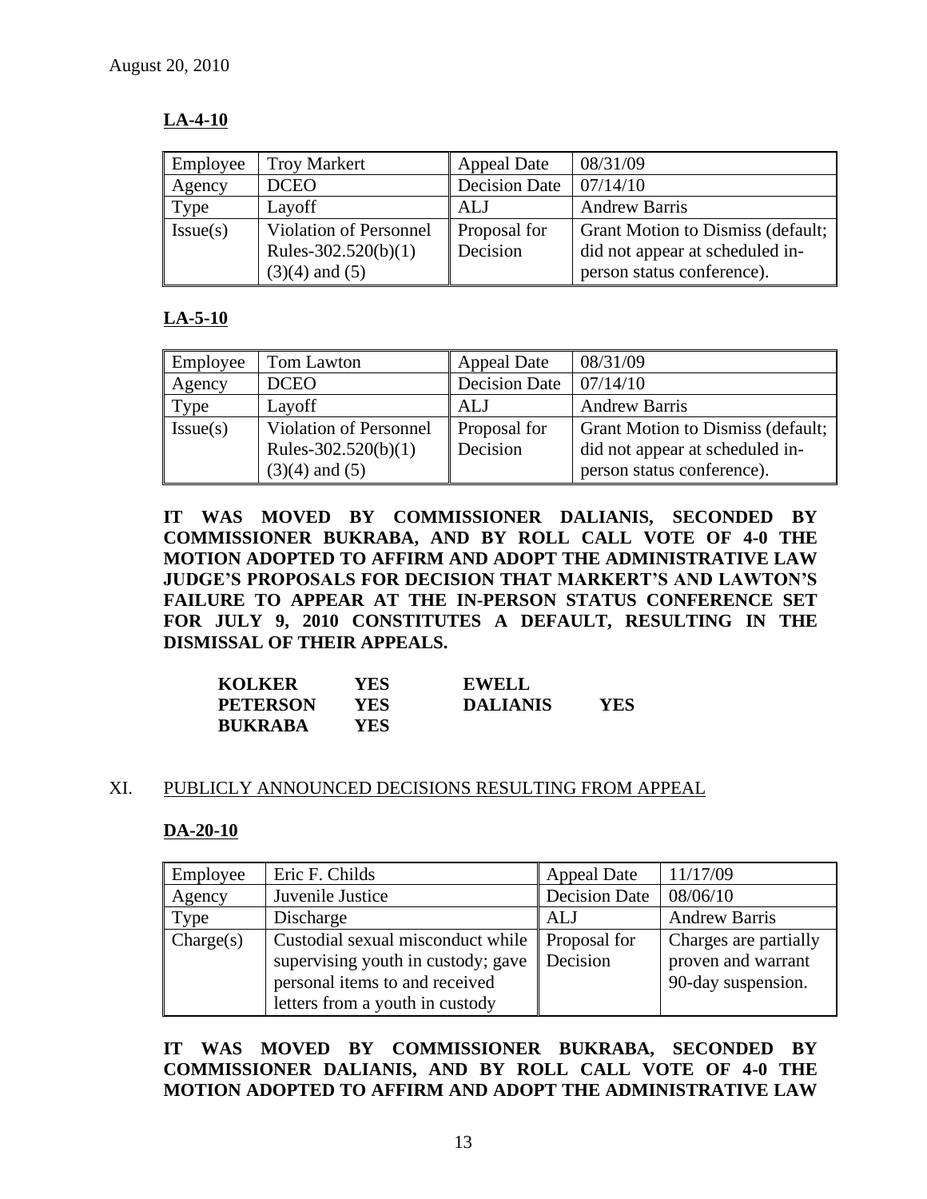August 20, 2010

**LA-4-10**

| Employee | Troy Markert | Appeal Date | 08/31/09 |
|---|---|---|---|
| Agency | DCEO | Decision Date | 07/14/10 |
| Type | Layoff | ALJ | Andrew Barris |
| Issue(s) | Violation of Personnel Rules-302.520(b)(1)(3)(4) and (5) | Proposal for Decision | Grant Motion to Dismiss (default; did not appear at scheduled in-person status conference). |

**LA-5-10**

| Employee | Tom Lawton | Appeal Date | 08/31/09 |
|---|---|---|---|
| Agency | DCEO | Decision Date | 07/14/10 |
| Type | Layoff | ALJ | Andrew Barris |
| Issue(s) | Violation of Personnel Rules-302.520(b)(1)(3)(4) and (5) | Proposal for Decision | Grant Motion to Dismiss (default; did not appear at scheduled in-person status conference). |

**IT WAS MOVED BY COMMISSIONER DALIANIS, SECONDED BY COMMISSIONER BUKRABA, AND BY ROLL CALL VOTE OF 4-0 THE MOTION ADOPTED TO AFFIRM AND ADOPT THE ADMINISTRATIVE LAW JUDGE'S PROPOSALS FOR DECISION THAT MARKERT'S AND LAWTON'S FAILURE TO APPEAR AT THE IN-PERSON STATUS CONFERENCE SET FOR JULY 9, 2010 CONSTITUTES A DEFAULT, RESULTING IN THE DISMISSAL OF THEIR APPEALS.**

| | | | |
|---|---|---|---|
| **KOLKER** | **YES** | **EWELL** | |
| **PETERSON** | **YES** | **DALIANIS** | **YES** |
| **BUKRABA** | **YES** | | |

## XI. PUBLICLY ANNOUNCED DECISIONS RESULTING FROM APPEAL

**DA-20-10**

| Employee | Eric F. Childs | Appeal Date | 11/17/09 |
|---|---|---|---|
| Agency | Juvenile Justice | Decision Date | 08/06/10 |
| Type | Discharge | ALJ | Andrew Barris |
| Charge(s) | Custodial sexual misconduct while supervising youth in custody; gave personal items to and received letters from a youth in custody | Proposal for Decision | Charges are partially proven and warrant 90-day suspension. |

**IT WAS MOVED BY COMMISSIONER BUKRABA, SECONDED BY COMMISSIONER DALIANIS, AND BY ROLL CALL VOTE OF 4-0 THE MOTION ADOPTED TO AFFIRM AND ADOPT THE ADMINISTRATIVE LAW**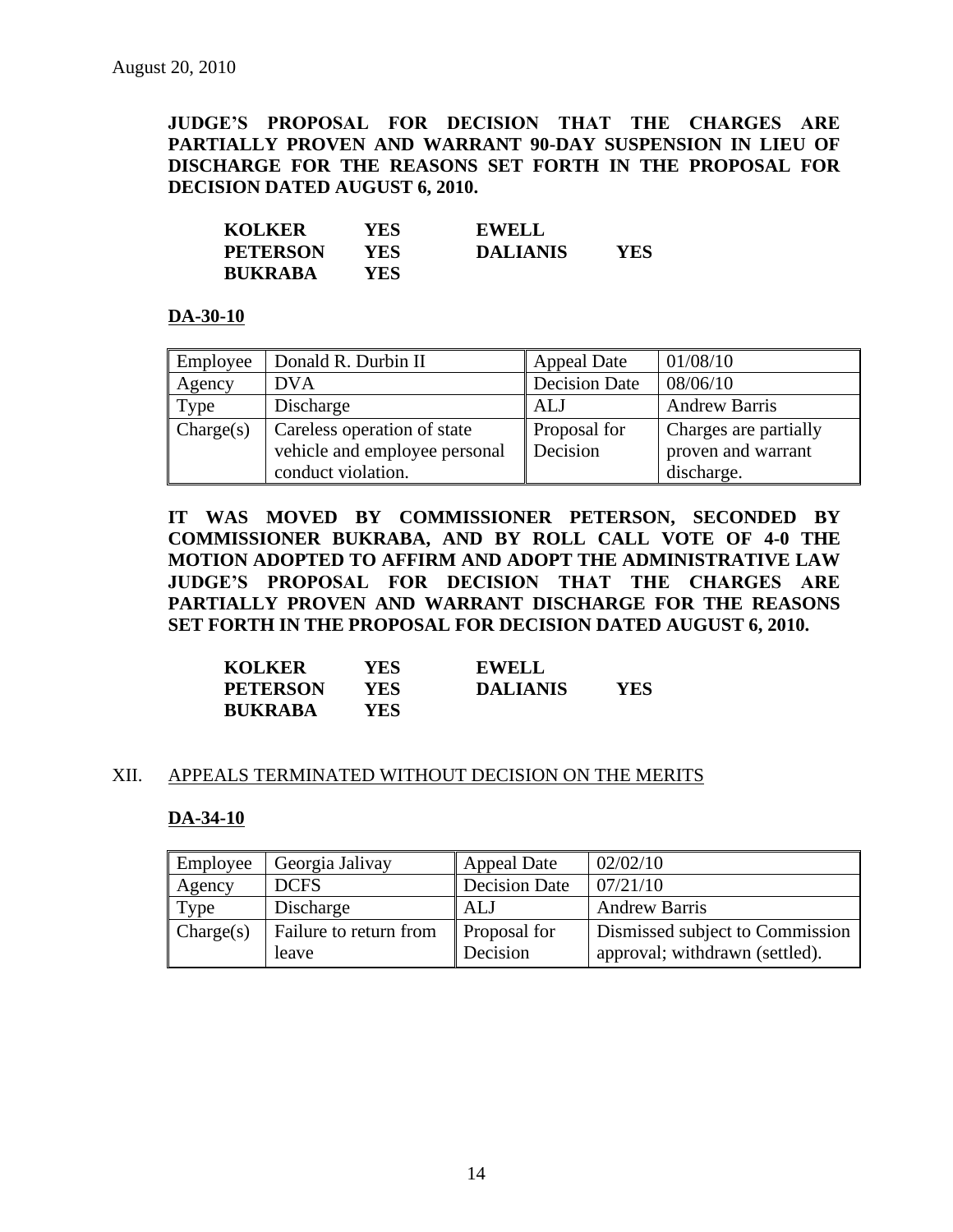August 20, 2010

**JUDGE'S PROPOSAL FOR DECISION THAT THE CHARGES ARE PARTIALLY PROVEN AND WARRANT 90-DAY SUSPENSION IN LIEU OF DISCHARGE FOR THE REASONS SET FORTH IN THE PROPOSAL FOR DECISION DATED AUGUST 6, 2010.**

| | | | |
|---|---|---|---|
| **KOLKER** | **YES** | **EWELL** | |
| **PETERSON** | **YES** | **DALIANIS** | **YES** |
| **BUKRABA** | **YES** | | |

**DA-30-10**

| Employee | Donald R. Durbin II | Appeal Date | 01/08/10 |
|---|---|---|---|
| Agency | DVA | Decision Date | 08/06/10 |
| Type | Discharge | ALJ | Andrew Barris |
| Charge(s) | Careless operation of state vehicle and employee personal conduct violation. | Proposal for Decision | Charges are partially proven and warrant discharge. |

**IT WAS MOVED BY COMMISSIONER PETERSON, SECONDED BY COMMISSIONER BUKRABA, AND BY ROLL CALL VOTE OF 4-0 THE MOTION ADOPTED TO AFFIRM AND ADOPT THE ADMINISTRATIVE LAW JUDGE'S PROPOSAL FOR DECISION THAT THE CHARGES ARE PARTIALLY PROVEN AND WARRANT DISCHARGE FOR THE REASONS SET FORTH IN THE PROPOSAL FOR DECISION DATED AUGUST 6, 2010.**

| | | | |
|---|---|---|---|
| **KOLKER** | **YES** | **EWELL** | |
| **PETERSON** | **YES** | **DALIANIS** | **YES** |
| **BUKRABA** | **YES** | | |

## XII. APPEALS TERMINATED WITHOUT DECISION ON THE MERITS

**DA-34-10**

| Employee | Georgia Jalivay | Appeal Date | 02/02/10 |
|---|---|---|---|
| Agency | DCFS | Decision Date | 07/21/10 |
| Type | Discharge | ALJ | Andrew Barris |
| Charge(s) | Failure to return from leave | Proposal for Decision | Dismissed subject to Commission approval; withdrawn (settled). |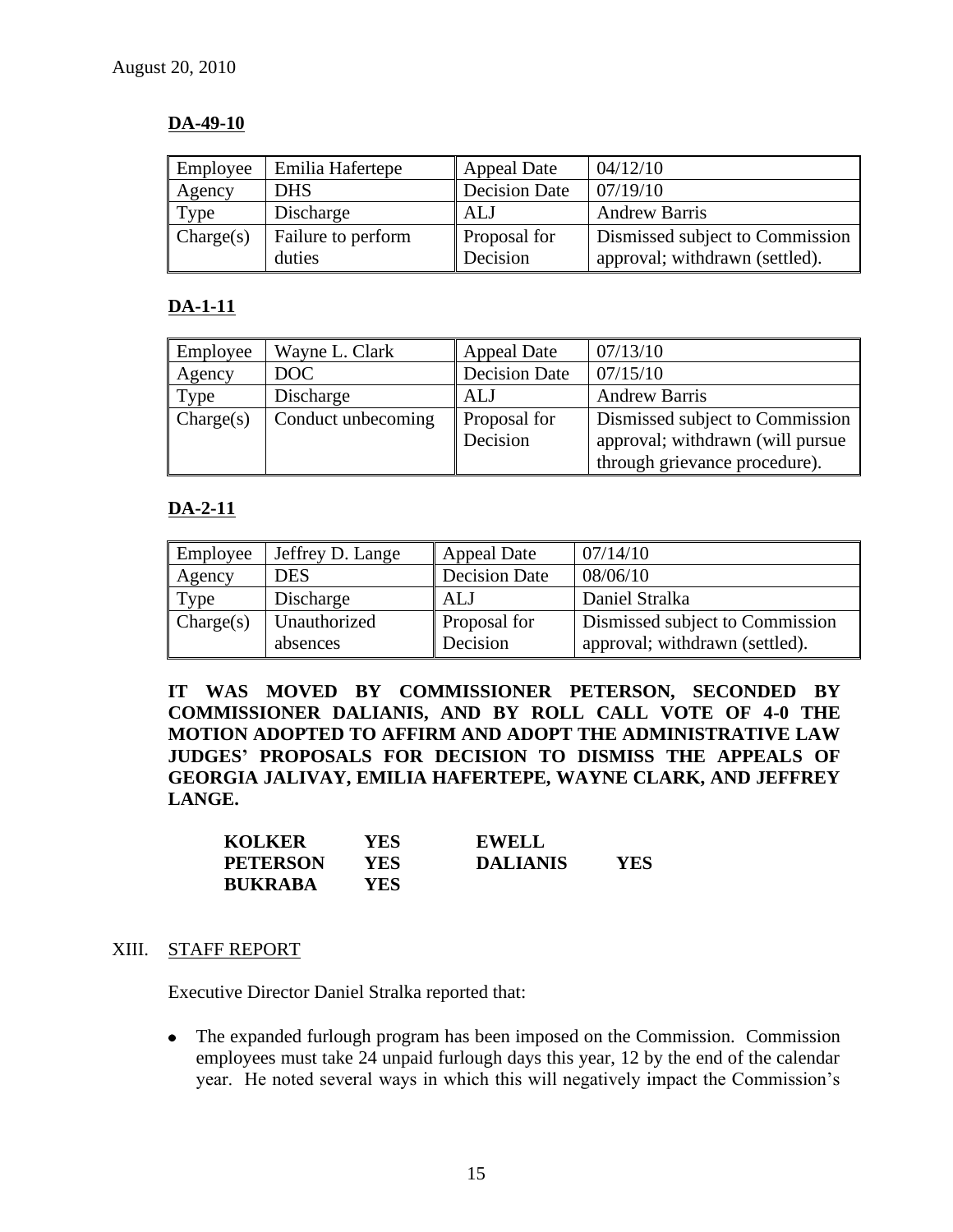August 20, 2010

**DA-49-10**

| Employee | Emilia Hafertepe | Appeal Date | 04/12/10 |
|---|---|---|---|
| Agency | DHS | Decision Date | 07/19/10 |
| Type | Discharge | ALJ | Andrew Barris |
| Charge(s) | Failure to perform duties | Proposal for Decision | Dismissed subject to Commission approval; withdrawn (settled). |

**DA-1-11**

| Employee | Wayne L. Clark | Appeal Date | 07/13/10 |
|---|---|---|---|
| Agency | DOC | Decision Date | 07/15/10 |
| Type | Discharge | ALJ | Andrew Barris |
| Charge(s) | Conduct unbecoming | Proposal for Decision | Dismissed subject to Commission approval; withdrawn (will pursue through grievance procedure). |

**DA-2-11**

| Employee | Jeffrey D. Lange | Appeal Date | 07/14/10 |
|---|---|---|---|
| Agency | DES | Decision Date | 08/06/10 |
| Type | Discharge | ALJ | Daniel Stralka |
| Charge(s) | Unauthorized absences | Proposal for Decision | Dismissed subject to Commission approval; withdrawn (settled). |

**IT WAS MOVED BY COMMISSIONER PETERSON, SECONDED BY COMMISSIONER DALIANIS, AND BY ROLL CALL VOTE OF 4-0 THE MOTION ADOPTED TO AFFIRM AND ADOPT THE ADMINISTRATIVE LAW JUDGES' PROPOSALS FOR DECISION TO DISMISS THE APPEALS OF GEORGIA JALIVAY, EMILIA HAFERTEPE, WAYNE CLARK, AND JEFFREY LANGE.**

| | | | |
|---|---|---|---|
| **KOLKER** | **YES** | **EWELL** | |
| **PETERSON** | **YES** | **DALIANIS** | **YES** |
| **BUKRABA** | **YES** | | |

XIII. STAFF REPORT

Executive Director Daniel Stralka reported that:

- The expanded furlough program has been imposed on the Commission. Commission employees must take 24 unpaid furlough days this year, 12 by the end of the calendar year. He noted several ways in which this will negatively impact the Commission's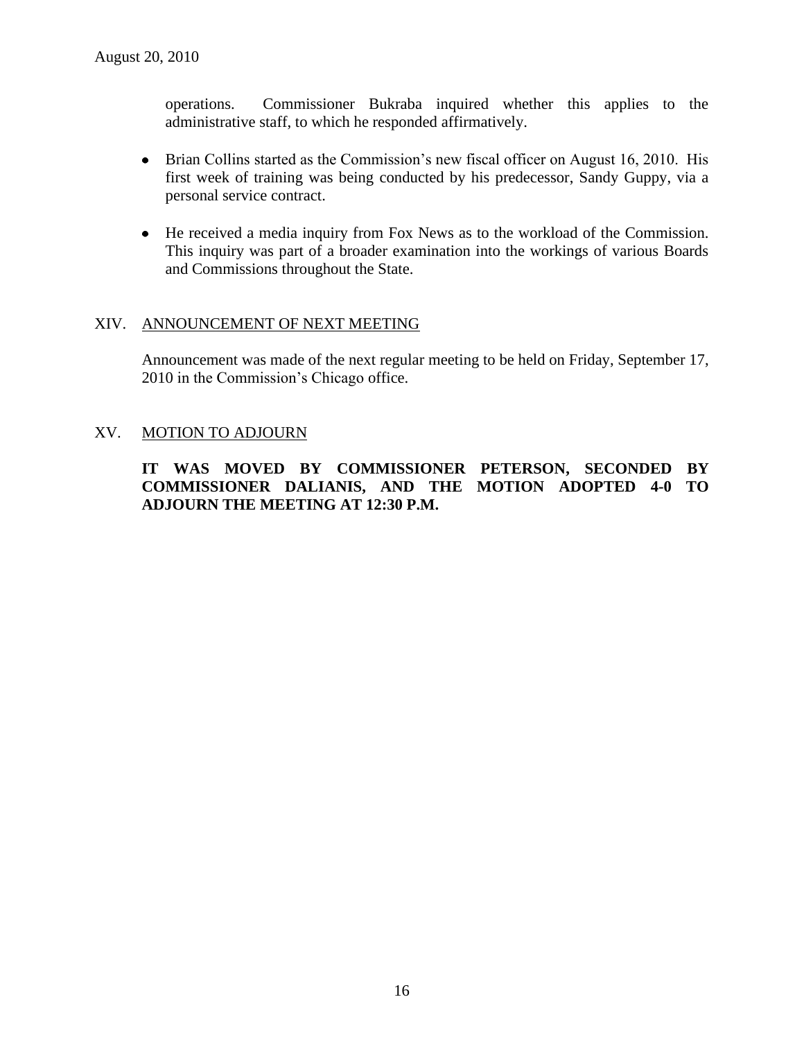operations. Commissioner Bukraba inquired whether this applies to the administrative staff, to which he responded affirmatively.

- Brian Collins started as the Commission's new fiscal officer on August 16, 2010. His first week of training was being conducted by his predecessor, Sandy Guppy, via a personal service contract.
- He received a media inquiry from Fox News as to the workload of the Commission. This inquiry was part of a broader examination into the workings of various Boards and Commissions throughout the State.

## XIV. ANNOUNCEMENT OF NEXT MEETING

Announcement was made of the next regular meeting to be held on Friday, September 17, 2010 in the Commission's Chicago office.

## XV. MOTION TO ADJOURN

**IT WAS MOVED BY COMMISSIONER PETERSON, SECONDED BY COMMISSIONER DALIANIS, AND THE MOTION ADOPTED 4-0 TO ADJOURN THE MEETING AT 12:30 P.M.**